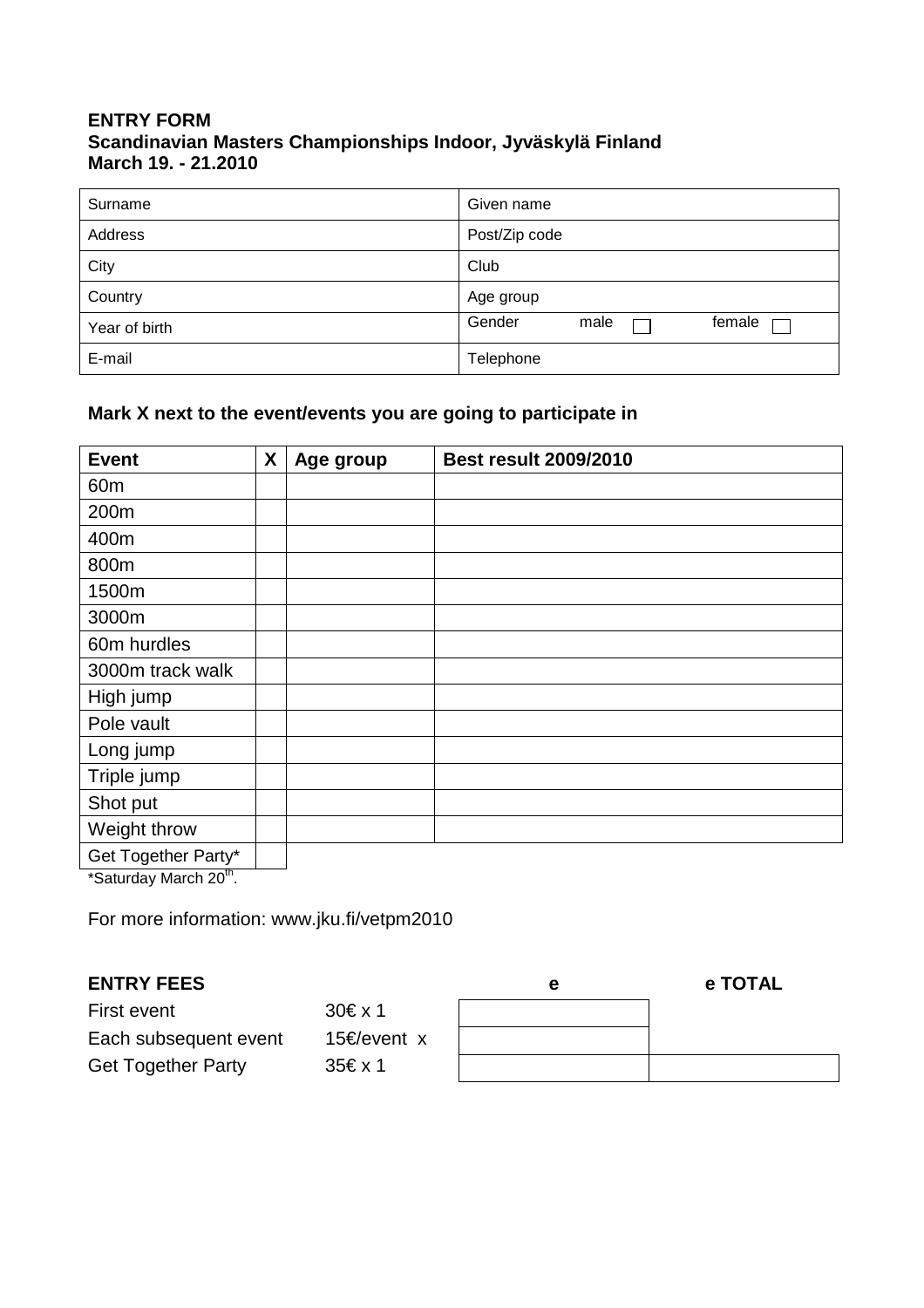**ENTRY FORM**
**Scandinavian Masters Championships Indoor, Jyväskylä Finland**
**March 19. - 21.2010**

| Surname | Given name |
|---|---|
| Address | Post/Zip code |
| City | Club |
| Country | Age group |
| Year of birth | Gender male ☐ female ☐ |
| E-mail | Telephone |

**Mark X next to the event/events you are going to participate in**

| Event | X | Age group | Best result 2009/2010 |
|---|---|---|---|
| 60m | | | |
| 200m | | | |
| 400m | | | |
| 800m | | | |
| 1500m | | | |
| 3000m | | | |
| 60m hurdles | | | |
| 3000m track walk | | | |
| High jump | | | |
| Pole vault | | | |
| Long jump | | | |
| Triple jump | | | |
| Shot put | | | |
| Weight throw | | | |
| Get Together Party* | | | |

*Saturday March 20th.

For more information: www.jku.fi/vetpm2010

| **ENTRY FEES** | | **e** | **e TOTAL** |
|---|---|---|---|
| First event | 30€ x 1 | | |
| Each subsequent event | 15€/event x | | |
| Get Together Party | 35€ x 1 | | |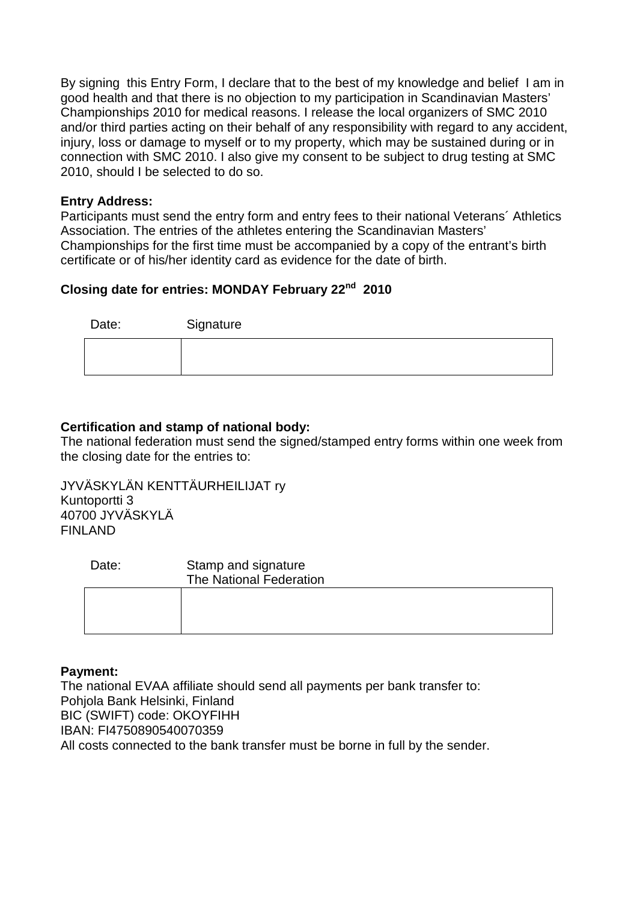By signing this Entry Form, I declare that to the best of my knowledge and belief I am in good health and that there is no objection to my participation in Scandinavian Masters' Championships 2010 for medical reasons. I release the local organizers of SMC 2010 and/or third parties acting on their behalf of any responsibility with regard to any accident, injury, loss or damage to myself or to my property, which may be sustained during or in connection with SMC 2010. I also give my consent to be subject to drug testing at SMC 2010, should I be selected to do so.

**Entry Address:**
Participants must send the entry form and entry fees to their national Veterans´ Athletics Association. The entries of the athletes entering the Scandinavian Masters' Championships for the first time must be accompanied by a copy of the entrant's birth certificate or of his/her identity card as evidence for the date of birth.

**Closing date for entries: MONDAY February 22nd 2010**

| Date: | Signature |
|---|---|
| | |

**Certification and stamp of national body:**
The national federation must send the signed/stamped entry forms within one week from the closing date for the entries to:

JYVÄSKYLÄN KENTTÄURHEILIJAT ry
Kuntoportti 3
40700 JYVÄSKYLÄ
FINLAND

| Date: | Stamp and signature The National Federation |
|---|---|
| | |

**Payment:**
The national EVAA affiliate should send all payments per bank transfer to:
Pohjola Bank Helsinki, Finland
BIC (SWIFT) code: OKOYFIHH
IBAN: FI4750890540070359
All costs connected to the bank transfer must be borne in full by the sender.